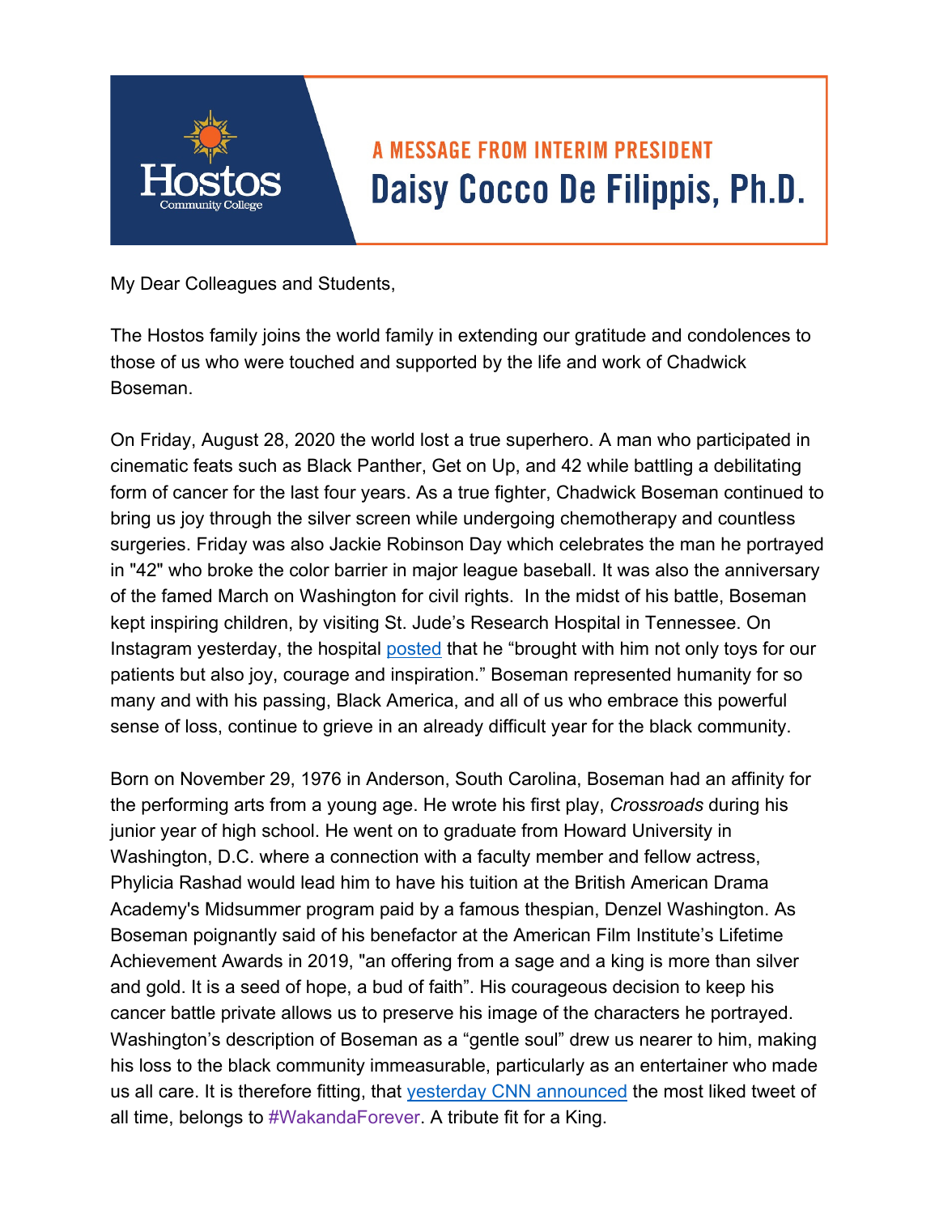Hostos Community College

## A MESSAGE FROM INTERIM PRESIDENT

# Daisy Cocco De Filippis, Ph.D.

My Dear Colleagues and Students,

The Hostos family joins the world family in extending our gratitude and condolences to those of us who were touched and supported by the life and work of Chadwick Boseman.

On Friday, August 28, 2020 the world lost a true superhero. A man who participated in cinematic feats such as Black Panther, Get on Up, and 42 while battling a debilitating form of cancer for the last four years. As a true fighter, Chadwick Boseman continued to bring us joy through the silver screen while undergoing chemotherapy and countless surgeries. Friday was also Jackie Robinson Day which celebrates the man he portrayed in "42" who broke the color barrier in major league baseball. It was also the anniversary of the famed March on Washington for civil rights. In the midst of his battle, Boseman kept inspiring children, by visiting St. Jude's Research Hospital in Tennessee. On Instagram yesterday, the hospital posted that he "brought with him not only toys for our patients but also joy, courage and inspiration." Boseman represented humanity for so many and with his passing, Black America, and all of us who embrace this powerful sense of loss, continue to grieve in an already difficult year for the black community.

Born on November 29, 1976 in Anderson, South Carolina, Boseman had an affinity for the performing arts from a young age. He wrote his first play, *Crossroads* during his junior year of high school. He went on to graduate from Howard University in Washington, D.C. where a connection with a faculty member and fellow actress, Phylicia Rashad would lead him to have his tuition at the British American Drama Academy's Midsummer program paid by a famous thespian, Denzel Washington. As Boseman poignantly said of his benefactor at the American Film Institute's Lifetime Achievement Awards in 2019, "an offering from a sage and a king is more than silver and gold. It is a seed of hope, a bud of faith". His courageous decision to keep his cancer battle private allows us to preserve his image of the characters he portrayed. Washington's description of Boseman as a "gentle soul" drew us nearer to him, making his loss to the black community immeasurable, particularly as an entertainer who made us all care. It is therefore fitting, that yesterday CNN announced the most liked tweet of all time, belongs to #WakandaForever. A tribute fit for a King.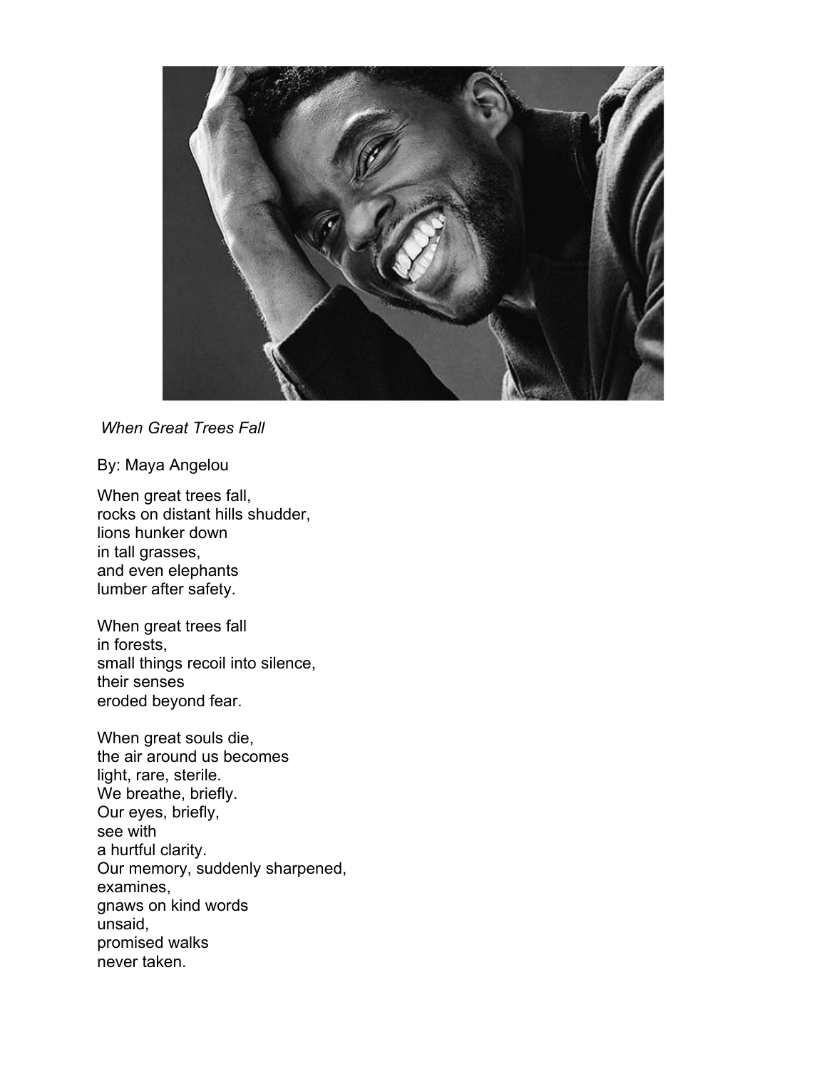*When Great Trees Fall*

By: Maya Angelou

When great trees fall,  
rocks on distant hills shudder,  
lions hunker down  
in tall grasses,  
and even elephants  
lumber after safety.

When great trees fall  
in forests,  
small things recoil into silence,  
their senses  
eroded beyond fear.

When great souls die,  
the air around us becomes  
light, rare, sterile.  
We breathe, briefly.  
Our eyes, briefly,  
see with  
a hurtful clarity.  
Our memory, suddenly sharpened,  
examines,  
gnaws on kind words  
unsaid,  
promised walks  
never taken.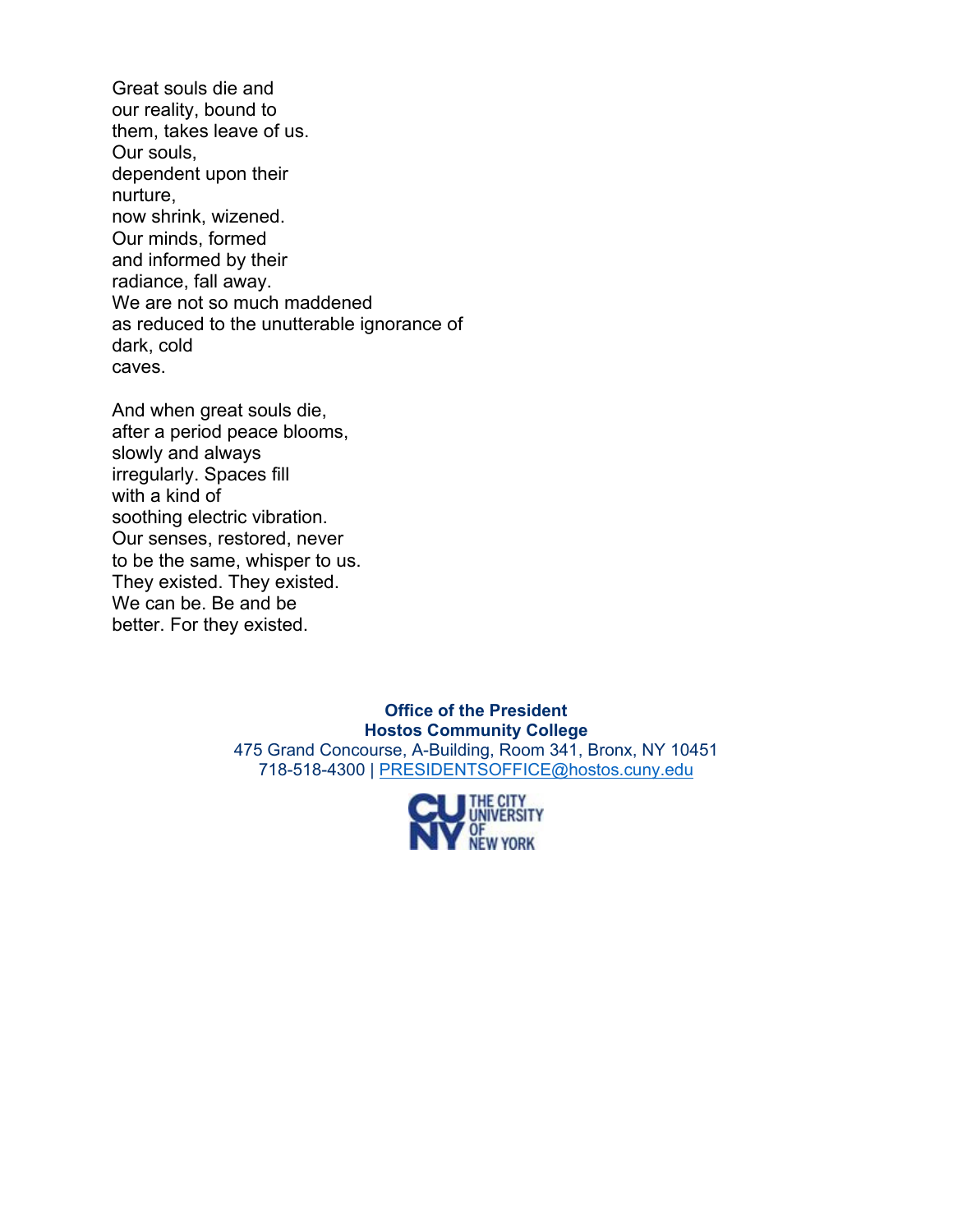Great souls die and  
our reality, bound to  
them, takes leave of us.  
Our souls,  
dependent upon their  
nurture,  
now shrink, wizened.  
Our minds, formed  
and informed by their  
radiance, fall away.  
We are not so much maddened  
as reduced to the unutterable ignorance of  
dark, cold  
caves.

And when great souls die,  
after a period peace blooms,  
slowly and always  
irregularly. Spaces fill  
with a kind of  
soothing electric vibration.  
Our senses, restored, never  
to be the same, whisper to us.  
They existed. They existed.  
We can be. Be and be  
better. For they existed.

**Office of the President**  
**Hostos Community College**  
475 Grand Concourse, A-Building, Room 341, Bronx, NY 10451  
718-518-4300 | PRESIDENTSOFFICE@hostos.cuny.edu

CUNY THE CITY UNIVERSITY OF NEW YORK